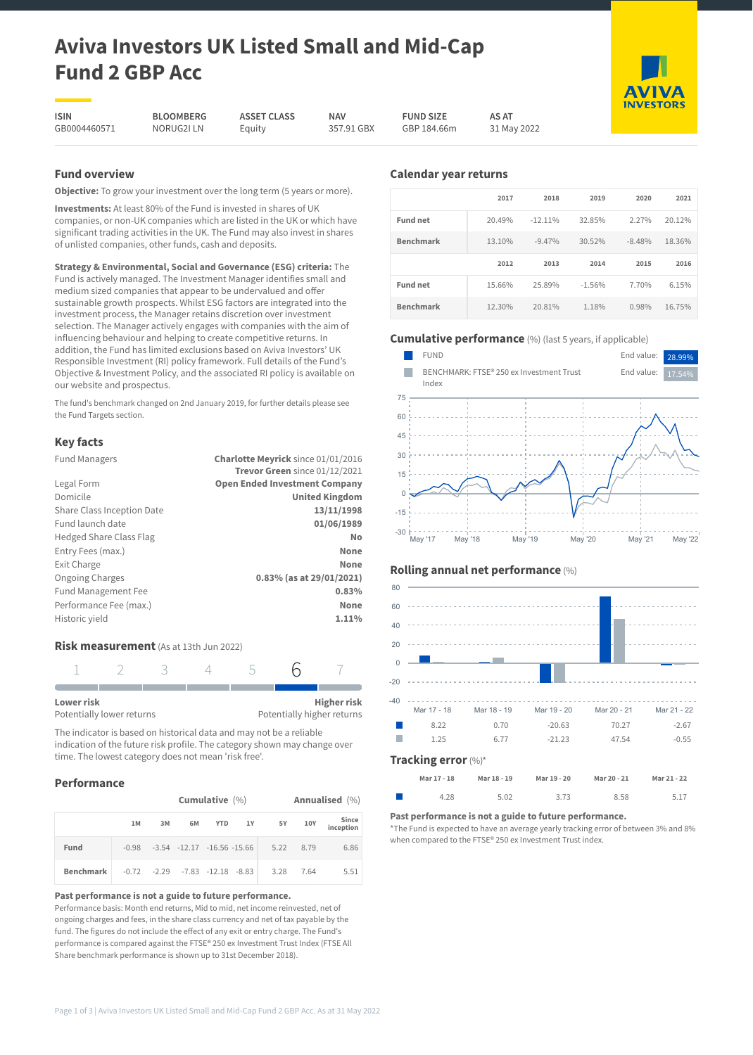# Aviva Investors UK Listed Small and Mid-Cap Fund 2 GBP Acc

| ISIN | BLOOMBERG | ASSET CLASS | NAV | FUND SIZE | AS AT |
|---|---|---|---|---|---|
| GB0004460571 | NORUG2I LN | Equity | 357.91 GBX | GBP 184.66m | 31 May 2022 |

## Fund overview

**Objective:** To grow your investment over the long term (5 years or more).

**Investments:** At least 80% of the Fund is invested in shares of UK companies, or non-UK companies which are listed in the UK or which have significant trading activities in the UK. The Fund may also invest in shares of unlisted companies, other funds, cash and deposits.

**Strategy & Environmental, Social and Governance (ESG) criteria:** The Fund is actively managed. The Investment Manager identifies small and medium sized companies that appear to be undervalued and offer sustainable growth prospects. Whilst ESG factors are integrated into the investment process, the Manager retains discretion over investment selection. The Manager actively engages with companies with the aim of influencing behaviour and helping to create competitive returns. In addition, the Fund has limited exclusions based on Aviva Investors' UK Responsible Investment (RI) policy framework. Full details of the Fund's Objective & Investment Policy, and the associated RI policy is available on our website and prospectus.

The fund's benchmark changed on 2nd January 2019, for further details please see the Fund Targets section.

## Key facts

| | |
|---|---|
| Fund Managers | **Charlotte Meyrick** since 01/01/2016 **Trevor Green** since 01/12/2021 |
| Legal Form | **Open Ended Investment Company** |
| Domicile | **United Kingdom** |
| Share Class Inception Date | **13/11/1998** |
| Fund launch date | **01/06/1989** |
| Hedged Share Class Flag | **No** |
| Entry Fees (max.) | **None** |
| Exit Charge | **None** |
| Ongoing Charges | **0.83% (as at 29/01/2021)** |
| Fund Management Fee | **0.83%** |
| Performance Fee (max.) | **None** |
| Historic yield | **1.11%** |

## Risk measurement (As at 13th Jun 2022)

1 2 3 4 5 **6** 7

**Lower risk** Potentially lower returns — **Higher risk** Potentially higher returns

The indicator is based on historical data and may not be a reliable indication of the future risk profile. The category shown may change over time. The lowest category does not mean 'risk free'.

## Performance

| | Cumulative (%) 1M | 3M | 6M | YTD | 1Y | Annualised (%) 5Y | 10Y | Since inception |
|---|---|---|---|---|---|---|---|---|
| **Fund** | -0.98 | -3.54 | -12.17 | -16.56 | -15.66 | 5.22 | 8.79 | 6.86 |
| **Benchmark** | -0.72 | -2.29 | -7.83 | -12.18 | -8.83 | 3.28 | 7.64 | 5.51 |

**Past performance is not a guide to future performance.**

Performance basis: Month end returns, Mid to mid, net income reinvested, net of ongoing charges and fees, in the share class currency and net of tax payable by the fund. The figures do not include the effect of any exit or entry charge. The Fund's performance is compared against the FTSE® 250 ex Investment Trust Index (FTSE All Share benchmark performance is shown up to 31st December 2018).

## Calendar year returns

| | 2017 | 2018 | 2019 | 2020 | 2021 |
|---|---|---|---|---|---|
| **Fund net** | 20.49% | -12.11% | 32.85% | 2.27% | 20.12% |
| **Benchmark** | 13.10% | -9.47% | 30.52% | -8.48% | 18.36% |

| | 2012 | 2013 | 2014 | 2015 | 2016 |
|---|---|---|---|---|---|
| **Fund net** | 15.66% | 25.89% | -1.56% | 7.70% | 6.15% |
| **Benchmark** | 12.30% | 20.81% | 1.18% | 0.98% | 16.75% |

## Cumulative performance (%) (last 5 years, if applicable)

FUND — End value: 28.99%

BENCHMARK: FTSE® 250 ex Investment Trust Index — End value: 17.54%

## Rolling annual net performance (%)

| | Mar 17 - 18 | Mar 18 - 19 | Mar 19 - 20 | Mar 20 - 21 | Mar 21 - 22 |
|---|---|---|---|---|---|
| Fund | 8.22 | 0.70 | -20.63 | 70.27 | -2.67 |
| Benchmark | 1.25 | 6.77 | -21.23 | 47.54 | -0.55 |

## Tracking error (%)*

| | Mar 17 - 18 | Mar 18 - 19 | Mar 19 - 20 | Mar 20 - 21 | Mar 21 - 22 |
|---|---|---|---|---|---|
| Fund | 4.28 | 5.02 | 3.73 | 8.58 | 5.17 |

**Past performance is not a guide to future performance.**

*The Fund is expected to have an average yearly tracking error of between 3% and 8% when compared to the FTSE® 250 ex Investment Trust index.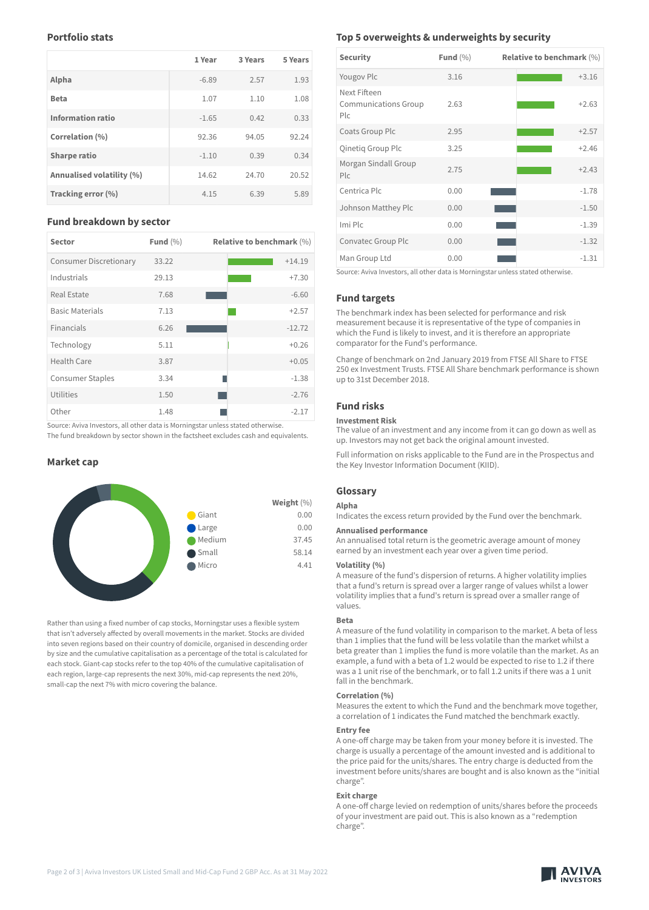## Portfolio stats

| | 1 Year | 3 Years | 5 Years |
|---|---|---|---|
| **Alpha** | -6.89 | 2.57 | 1.93 |
| **Beta** | 1.07 | 1.10 | 1.08 |
| **Information ratio** | -1.65 | 0.42 | 0.33 |
| **Correlation (%)** | 92.36 | 94.05 | 92.24 |
| **Sharpe ratio** | -1.10 | 0.39 | 0.34 |
| **Annualised volatility (%)** | 14.62 | 24.70 | 20.52 |
| **Tracking error (%)** | 4.15 | 6.39 | 5.89 |

## Fund breakdown by sector

| Sector | Fund (%) | Relative to benchmark (%) |
|---|---|---|
| Consumer Discretionary | 33.22 | +14.19 |
| Industrials | 29.13 | +7.30 |
| Real Estate | 7.68 | -6.60 |
| Basic Materials | 7.13 | +2.57 |
| Financials | 6.26 | -12.72 |
| Technology | 5.11 | +0.26 |
| Health Care | 3.87 | +0.05 |
| Consumer Staples | 3.34 | -1.38 |
| Utilities | 1.50 | -2.76 |
| Other | 1.48 | -2.17 |

Source: Aviva Investors, all other data is Morningstar unless stated otherwise.
The fund breakdown by sector shown in the factsheet excludes cash and equivalents.

## Market cap

| | Weight (%) |
|---|---|
| Giant | 0.00 |
| Large | 0.00 |
| Medium | 37.45 |
| Small | 58.14 |
| Micro | 4.41 |

Rather than using a fixed number of cap stocks, Morningstar uses a flexible system that isn't adversely affected by overall movements in the market. Stocks are divided into seven regions based on their country of domicile, organised in descending order by size and the cumulative capitalisation as a percentage of the total is calculated for each stock. Giant-cap stocks refer to the top 40% of the cumulative capitalisation of each region, large-cap represents the next 30%, mid-cap represents the next 20%, small-cap the next 7% with micro covering the balance.

## Top 5 overweights & underweights by security

| Security | Fund (%) | Relative to benchmark (%) |
|---|---|---|
| Yougov Plc | 3.16 | +3.16 |
| Next Fifteen Communications Group Plc | 2.63 | +2.63 |
| Coats Group Plc | 2.95 | +2.57 |
| Qinetiq Group Plc | 3.25 | +2.46 |
| Morgan Sindall Group Plc | 2.75 | +2.43 |
| Centrica Plc | 0.00 | -1.78 |
| Johnson Matthey Plc | 0.00 | -1.50 |
| Imi Plc | 0.00 | -1.39 |
| Convatec Group Plc | 0.00 | -1.32 |
| Man Group Ltd | 0.00 | -1.31 |

Source: Aviva Investors, all other data is Morningstar unless stated otherwise.

## Fund targets

The benchmark index has been selected for performance and risk measurement because it is representative of the type of companies in which the Fund is likely to invest, and it is therefore an appropriate comparator for the Fund's performance.

Change of benchmark on 2nd January 2019 from FTSE All Share to FTSE 250 ex Investment Trusts. FTSE All Share benchmark performance is shown up to 31st December 2018.

## Fund risks

**Investment Risk**
The value of an investment and any income from it can go down as well as up. Investors may not get back the original amount invested.

Full information on risks applicable to the Fund are in the Prospectus and the Key Investor Information Document (KIID).

## Glossary

**Alpha**
Indicates the excess return provided by the Fund over the benchmark.

**Annualised performance**
An annualised total return is the geometric average amount of money earned by an investment each year over a given time period.

**Volatility (%)**
A measure of the fund's dispersion of returns. A higher volatility implies that a fund's return is spread over a larger range of values whilst a lower volatility implies that a fund's return is spread over a smaller range of values.

**Beta**
A measure of the fund volatility in comparison to the market. A beta of less than 1 implies that the fund will be less volatile than the market whilst a beta greater than 1 implies the fund is more volatile than the market. As an example, a fund with a beta of 1.2 would be expected to rise to 1.2 if there was a 1 unit rise of the benchmark, or to fall 1.2 units if there was a 1 unit fall in the benchmark.

**Correlation (%)**
Measures the extent to which the Fund and the benchmark move together, a correlation of 1 indicates the Fund matched the benchmark exactly.

**Entry fee**
A one-off charge may be taken from your money before it is invested. The charge is usually a percentage of the amount invested and is additional to the price paid for the units/shares. The entry charge is deducted from the investment before units/shares are bought and is also known as the "initial charge".

**Exit charge**
A one-off charge levied on redemption of units/shares before the proceeds of your investment are paid out. This is also known as a "redemption charge".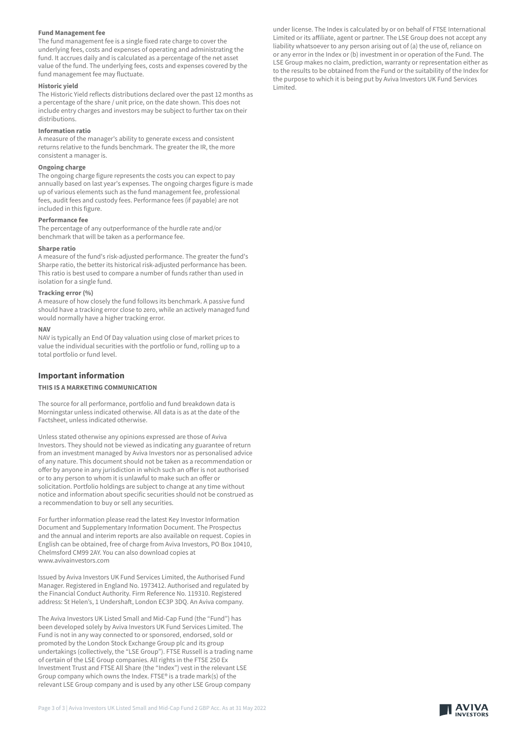### Fund Management fee

The fund management fee is a single fixed rate charge to cover the underlying fees, costs and expenses of operating and administrating the fund. It accrues daily and is calculated as a percentage of the net asset value of the fund. The underlying fees, costs and expenses covered by the fund management fee may fluctuate.

### Historic yield

The Historic Yield reflects distributions declared over the past 12 months as a percentage of the share / unit price, on the date shown. This does not include entry charges and investors may be subject to further tax on their distributions.

### Information ratio

A measure of the manager's ability to generate excess and consistent returns relative to the funds benchmark. The greater the IR, the more consistent a manager is.

### Ongoing charge

The ongoing charge figure represents the costs you can expect to pay annually based on last year's expenses. The ongoing charges figure is made up of various elements such as the fund management fee, professional fees, audit fees and custody fees. Performance fees (if payable) are not included in this figure.

### Performance fee

The percentage of any outperformance of the hurdle rate and/or benchmark that will be taken as a performance fee.

### Sharpe ratio

A measure of the fund's risk-adjusted performance. The greater the fund's Sharpe ratio, the better its historical risk-adjusted performance has been. This ratio is best used to compare a number of funds rather than used in isolation for a single fund.

### Tracking error (%)

A measure of how closely the fund follows its benchmark. A passive fund should have a tracking error close to zero, while an actively managed fund would normally have a higher tracking error.

### NAV

NAV is typically an End Of Day valuation using close of market prices to value the individual securities with the portfolio or fund, rolling up to a total portfolio or fund level.

## Important information

**THIS IS A MARKETING COMMUNICATION**

The source for all performance, portfolio and fund breakdown data is Morningstar unless indicated otherwise. All data is as at the date of the Factsheet, unless indicated otherwise.

Unless stated otherwise any opinions expressed are those of Aviva Investors. They should not be viewed as indicating any guarantee of return from an investment managed by Aviva Investors nor as personalised advice of any nature. This document should not be taken as a recommendation or offer by anyone in any jurisdiction in which such an offer is not authorised or to any person to whom it is unlawful to make such an offer or solicitation. Portfolio holdings are subject to change at any time without notice and information about specific securities should not be construed as a recommendation to buy or sell any securities.

For further information please read the latest Key Investor Information Document and Supplementary Information Document. The Prospectus and the annual and interim reports are also available on request. Copies in English can be obtained, free of charge from Aviva Investors, PO Box 10410, Chelmsford CM99 2AY. You can also download copies at www.avivainvestors.com

Issued by Aviva Investors UK Fund Services Limited, the Authorised Fund Manager. Registered in England No. 1973412. Authorised and regulated by the Financial Conduct Authority. Firm Reference No. 119310. Registered address: St Helen's, 1 Undershaft, London EC3P 3DQ. An Aviva company.

The Aviva Investors UK Listed Small and Mid-Cap Fund (the "Fund") has been developed solely by Aviva Investors UK Fund Services Limited. The Fund is not in any way connected to or sponsored, endorsed, sold or promoted by the London Stock Exchange Group plc and its group undertakings (collectively, the "LSE Group"). FTSE Russell is a trading name of certain of the LSE Group companies. All rights in the FTSE 250 Ex Investment Trust and FTSE All Share (the "Index") vest in the relevant LSE Group company which owns the Index. FTSE® is a trade mark(s) of the relevant LSE Group company and is used by any other LSE Group company under license. The Index is calculated by or on behalf of FTSE International Limited or its affiliate, agent or partner. The LSE Group does not accept any liability whatsoever to any person arising out of (a) the use of, reliance on or any error in the Index or (b) investment in or operation of the Fund. The LSE Group makes no claim, prediction, warranty or representation either as to the results to be obtained from the Fund or the suitability of the Index for the purpose to which it is being put by Aviva Investors UK Fund Services Limited.